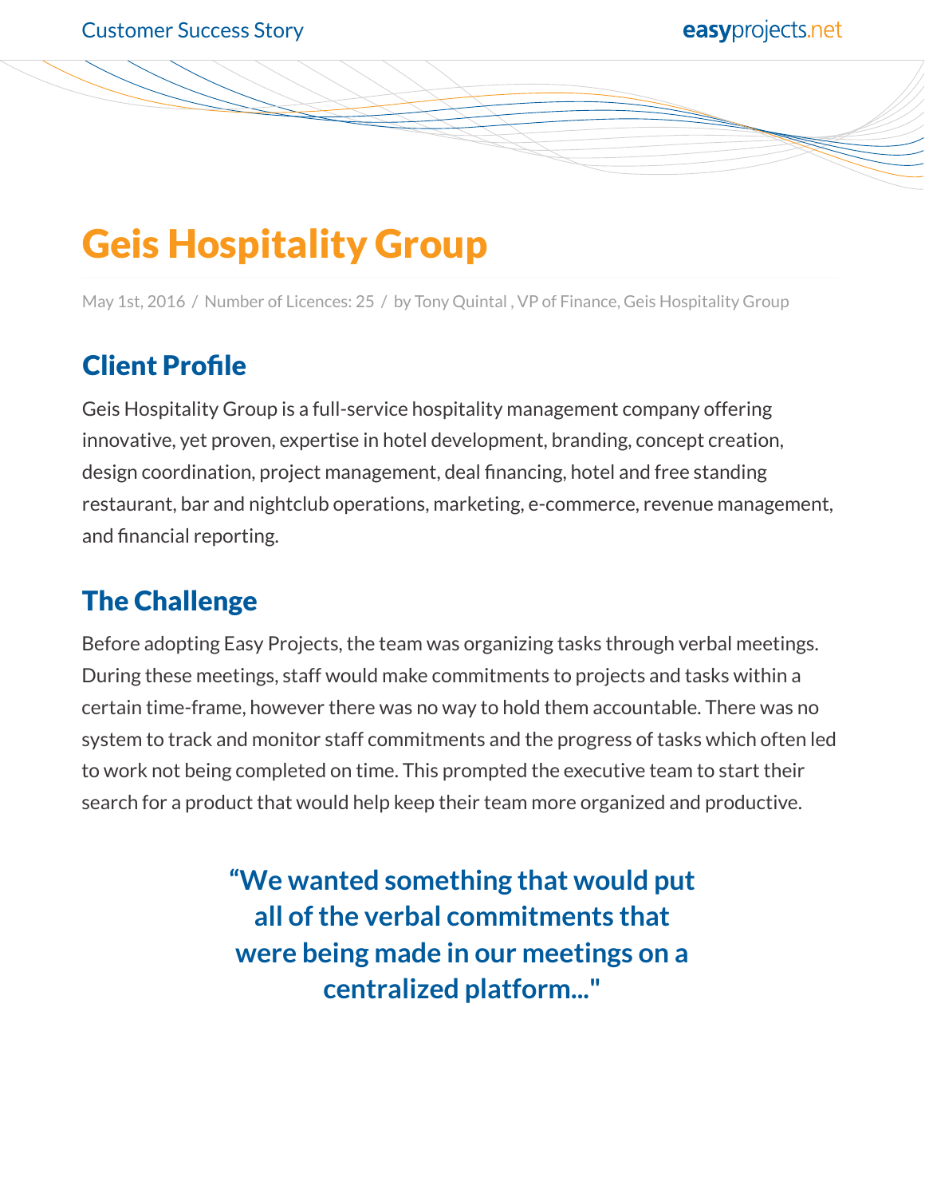# Geis Hospitality Group

May 1st, 2016 / Number of Licences: 25 / by Tony Quintal , VP of Finance, Geis Hospitality Group

## Client Profile

Geis Hospitality Group is a full-service hospitality management company offering innovative, yet proven, expertise in hotel development, branding, concept creation, design coordination, project management, deal financing, hotel and free standing restaurant, bar and nightclub operations, marketing, e-commerce, revenue management, and financial reporting.

## The Challenge

Before adopting Easy Projects, the team was organizing tasks through verbal meetings. During these meetings, staff would make commitments to projects and tasks within a certain time-frame, however there was no way to hold them accountable. There was no system to track and monitor staff commitments and the progress of tasks which often led to work not being completed on time. This prompted the executive team to start their search for a product that would help keep their team more organized and productive.

> **“We wanted something that would put all of the verbal commitments that were being made in our meetings on a centralized platform..."**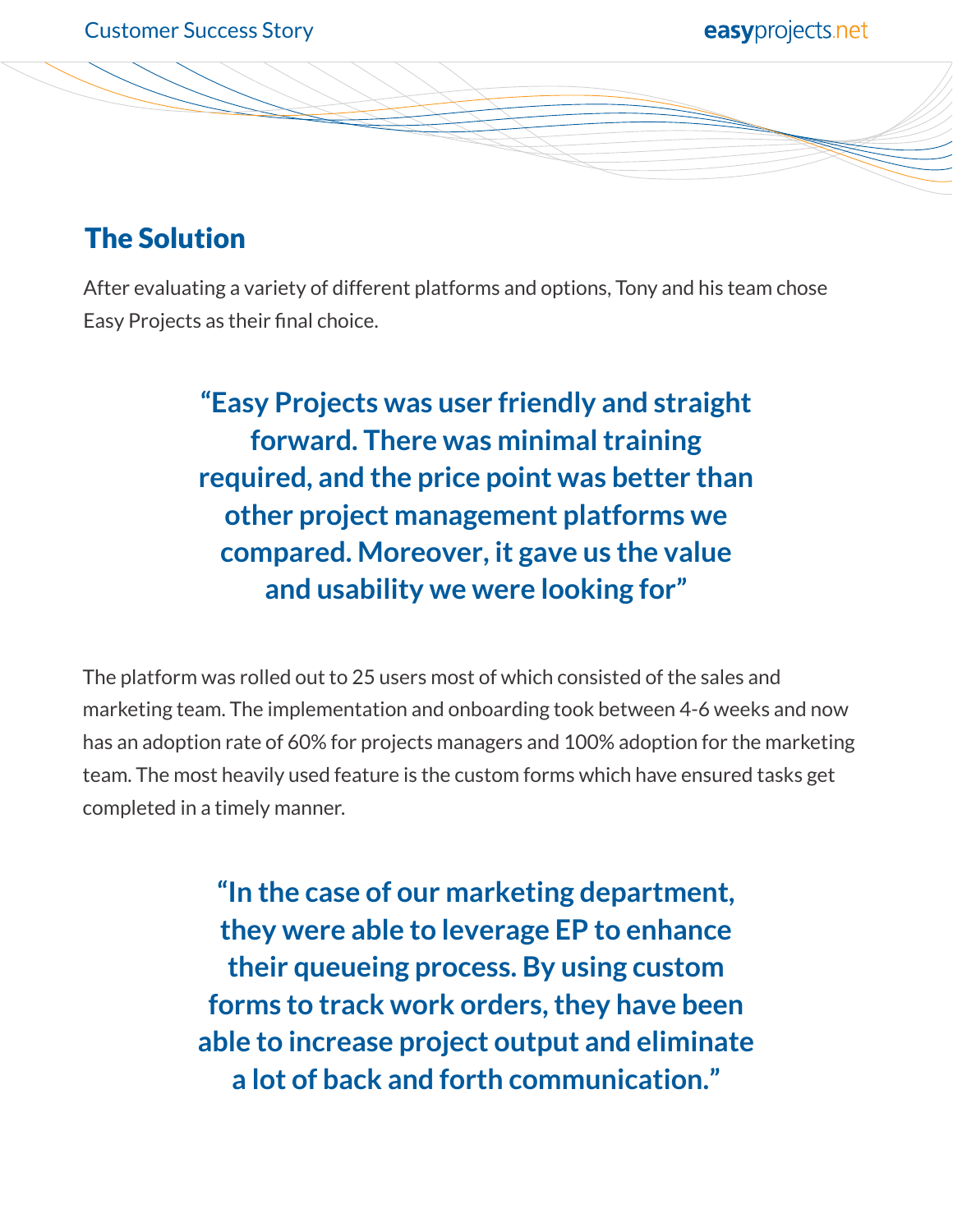## The Solution

After evaluating a variety of different platforms and options, Tony and his team chose Easy Projects as their final choice.

> **“Easy Projects was user friendly and straight forward. There was minimal training required, and the price point was better than other project management platforms we compared. Moreover, it gave us the value and usability we were looking for”**

The platform was rolled out to 25 users most of which consisted of the sales and marketing team. The implementation and onboarding took between 4-6 weeks and now has an adoption rate of 60% for projects managers and 100% adoption for the marketing team. The most heavily used feature is the custom forms which have ensured tasks get completed in a timely manner.

> **“In the case of our marketing department, they were able to leverage EP to enhance their queueing process. By using custom forms to track work orders, they have been able to increase project output and eliminate a lot of back and forth communication.”**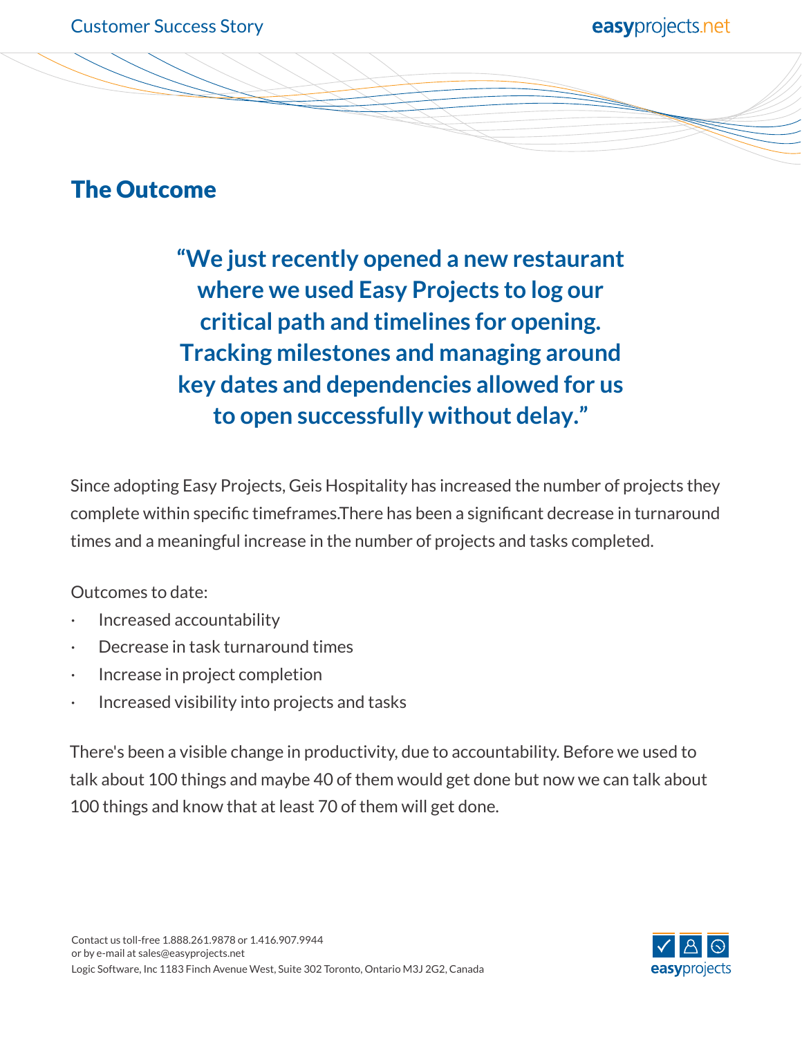## The Outcome

> **"We just recently opened a new restaurant where we used Easy Projects to log our critical path and timelines for opening. Tracking milestones and managing around key dates and dependencies allowed for us to open successfully without delay."**

Since adopting Easy Projects, Geis Hospitality has increased the number of projects they complete within specific timeframes.There has been a significant decrease in turnaround times and a meaningful increase in the number of projects and tasks completed.

Outcomes to date:

- Increased accountability
- Decrease in task turnaround times
- Increase in project completion
- Increased visibility into projects and tasks

There's been a visible change in productivity, due to accountability. Before we used to talk about 100 things and maybe 40 of them would get done but now we can talk about 100 things and know that at least 70 of them will get done.

Contact us toll-free 1.888.261.9878 or 1.416.907.9944
or by e-mail at sales@easyprojects.net
Logic Software, Inc 1183 Finch Avenue West, Suite 302 Toronto, Ontario M3J 2G2, Canada